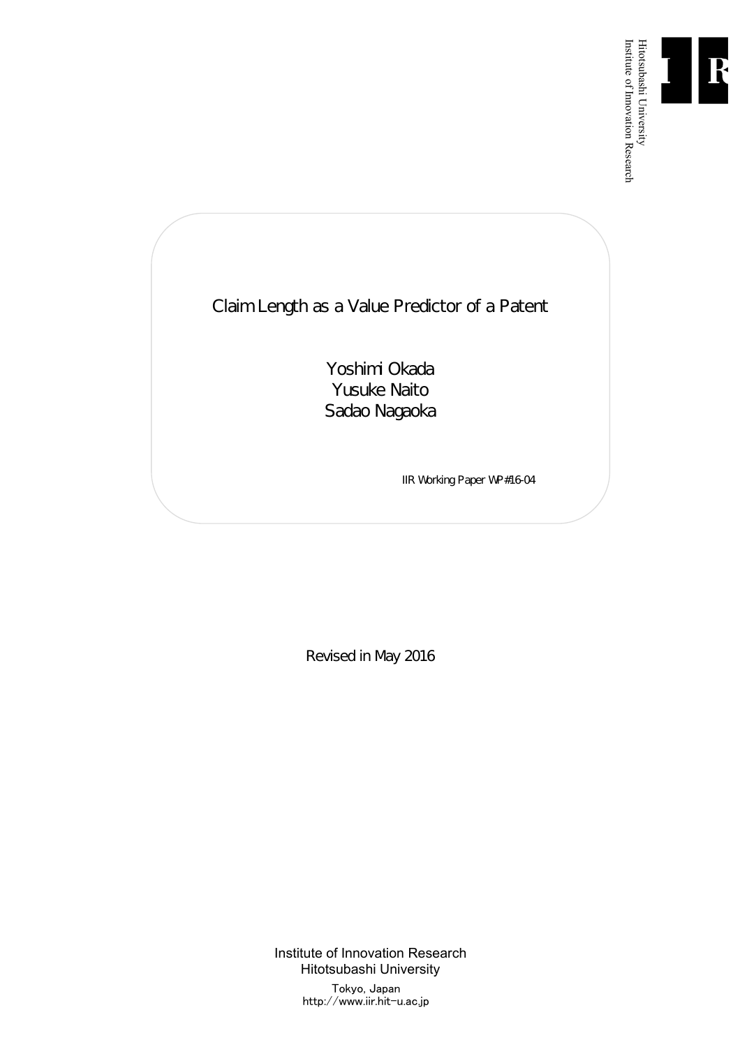Hitotsubashi University
Institute of Innovation Research

# Claim Length as a Value Predictor of a Patent

Yoshimi Okada
Yusuke Naito
Sadao Nagaoka

IIR Working Paper WP#16-04

Revised in May 2016

Institute of Innovation Research
Hitotsubashi University
Tokyo, Japan
http://www.iir.hit-u.ac.jp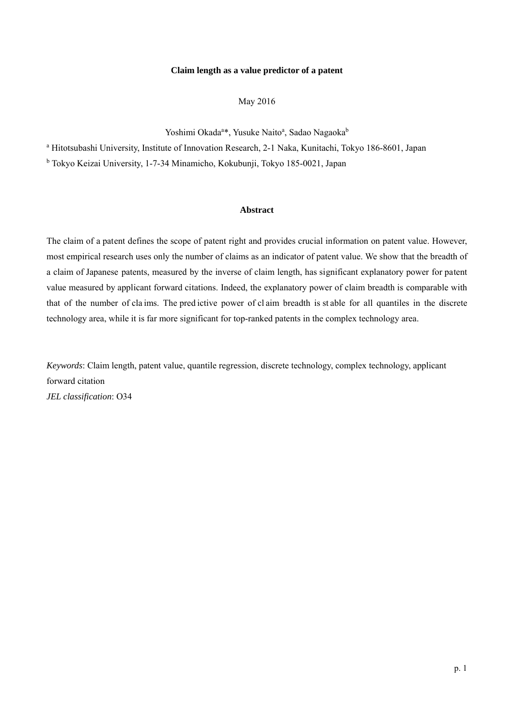**Claim length as a value predictor of a patent**

May 2016

Yoshimi Okada[a]*, Yusuke Naito[a], Sadao Nagaoka[b]

[a] Hitotsubashi University, Institute of Innovation Research, 2-1 Naka, Kunitachi, Tokyo 186-8601, Japan

[b] Tokyo Keizai University, 1-7-34 Minamicho, Kokubunji, Tokyo 185-0021, Japan

**Abstract**

The claim of a patent defines the scope of patent right and provides crucial information on patent value. However, most empirical research uses only the number of claims as an indicator of patent value. We show that the breadth of a claim of Japanese patents, measured by the inverse of claim length, has significant explanatory power for patent value measured by applicant forward citations. Indeed, the explanatory power of claim breadth is comparable with that of the number of claims. The predictive power of claim breadth is stable for all quantiles in the discrete technology area, while it is far more significant for top-ranked patents in the complex technology area.

*Keywords*: Claim length, patent value, quantile regression, discrete technology, complex technology, applicant forward citation

*JEL classification*: O34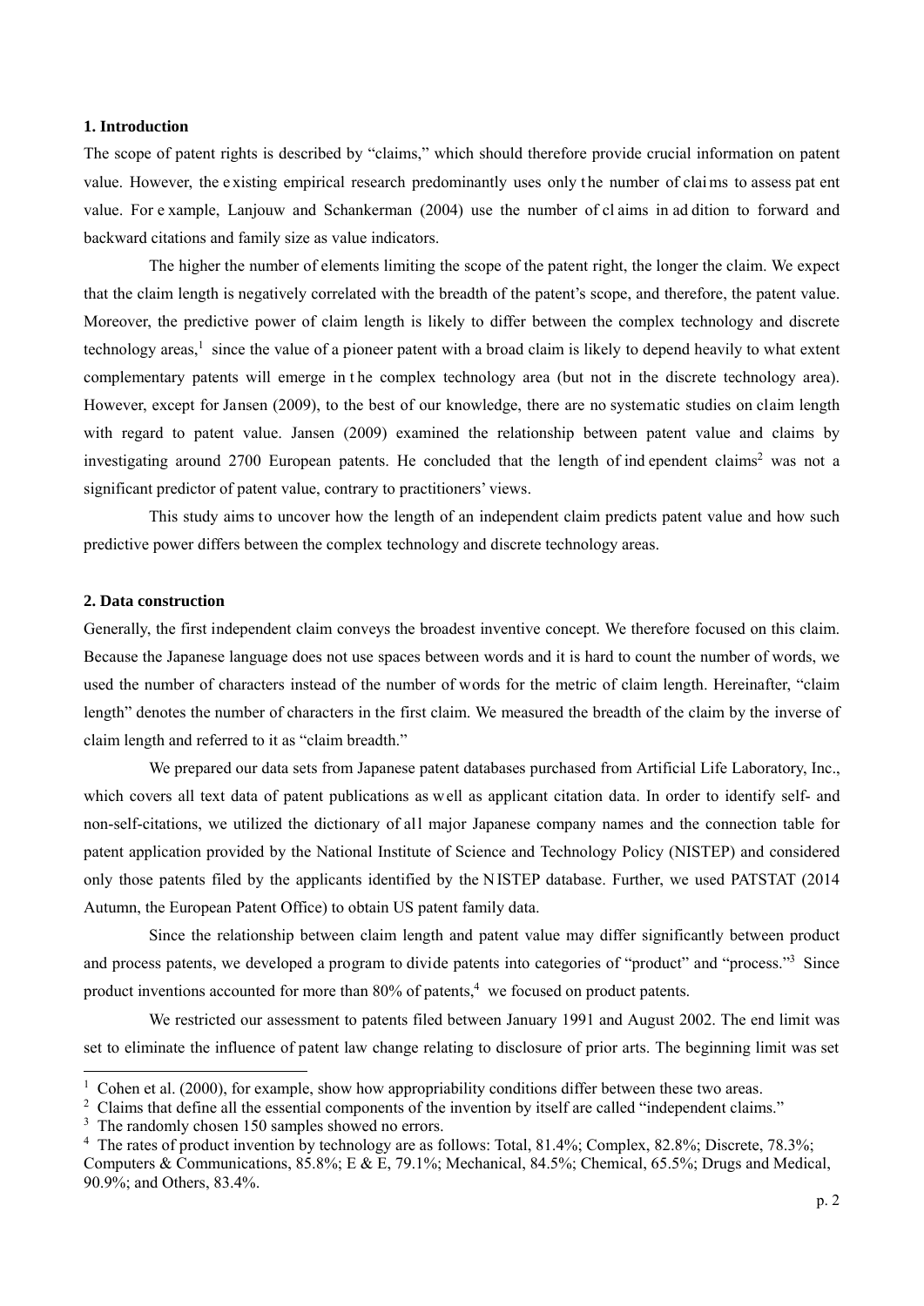## 1. Introduction

The scope of patent rights is described by "claims," which should therefore provide crucial information on patent value. However, the existing empirical research predominantly uses only the number of claims to assess patent value. For example, Lanjouw and Schankerman (2004) use the number of claims in addition to forward and backward citations and family size as value indicators.

The higher the number of elements limiting the scope of the patent right, the longer the claim. We expect that the claim length is negatively correlated with the breadth of the patent's scope, and therefore, the patent value. Moreover, the predictive power of claim length is likely to differ between the complex technology and discrete technology areas,[1] since the value of a pioneer patent with a broad claim is likely to depend heavily to what extent complementary patents will emerge in the complex technology area (but not in the discrete technology area). However, except for Jansen (2009), to the best of our knowledge, there are no systematic studies on claim length with regard to patent value. Jansen (2009) examined the relationship between patent value and claims by investigating around 2700 European patents. He concluded that the length of independent claims[2] was not a significant predictor of patent value, contrary to practitioners' views.

This study aims to uncover how the length of an independent claim predicts patent value and how such predictive power differs between the complex technology and discrete technology areas.

## 2. Data construction

Generally, the first independent claim conveys the broadest inventive concept. We therefore focused on this claim. Because the Japanese language does not use spaces between words and it is hard to count the number of words, we used the number of characters instead of the number of words for the metric of claim length. Hereinafter, "claim length" denotes the number of characters in the first claim. We measured the breadth of the claim by the inverse of claim length and referred to it as "claim breadth."

We prepared our data sets from Japanese patent databases purchased from Artificial Life Laboratory, Inc., which covers all text data of patent publications as well as applicant citation data. In order to identify self- and non-self-citations, we utilized the dictionary of all major Japanese company names and the connection table for patent application provided by the National Institute of Science and Technology Policy (NISTEP) and considered only those patents filed by the applicants identified by the NISTEP database. Further, we used PATSTAT (2014 Autumn, the European Patent Office) to obtain US patent family data.

Since the relationship between claim length and patent value may differ significantly between product and process patents, we developed a program to divide patents into categories of "product" and "process."[3] Since product inventions accounted for more than 80% of patents,[4] we focused on product patents.

We restricted our assessment to patents filed between January 1991 and August 2002. The end limit was set to eliminate the influence of patent law change relating to disclosure of prior arts. The beginning limit was set

---

[1] Cohen et al. (2000), for example, show how appropriability conditions differ between these two areas.

[2] Claims that define all the essential components of the invention by itself are called "independent claims."

[3] The randomly chosen 150 samples showed no errors.

[4] The rates of product invention by technology are as follows: Total, 81.4%; Complex, 82.8%; Discrete, 78.3%; Computers & Communications, 85.8%; E & E, 79.1%; Mechanical, 84.5%; Chemical, 65.5%; Drugs and Medical, 90.9%; and Others, 83.4%.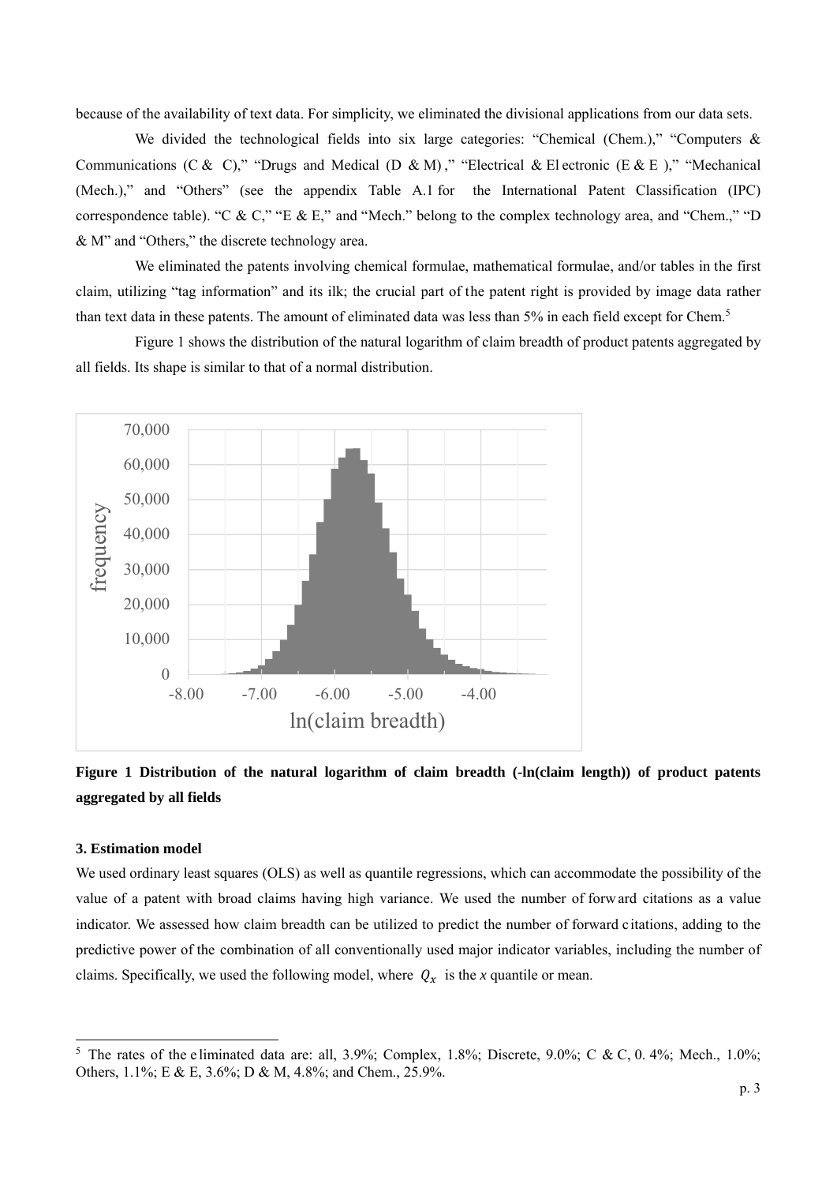because of the availability of text data. For simplicity, we eliminated the divisional applications from our data sets.

We divided the technological fields into six large categories: "Chemical (Chem.)," "Computers & Communications (C & C)," "Drugs and Medical (D & M)," "Electrical & Electronic (E & E)," "Mechanical (Mech.)," and "Others" (see the appendix Table A.1 for the International Patent Classification (IPC) correspondence table). "C & C," "E & E," and "Mech." belong to the complex technology area, and "Chem.," "D & M" and "Others," the discrete technology area.

We eliminated the patents involving chemical formulae, mathematical formulae, and/or tables in the first claim, utilizing "tag information" and its ilk; the crucial part of the patent right is provided by image data rather than text data in these patents. The amount of eliminated data was less than 5% in each field except for Chem.[5]

Figure 1 shows the distribution of the natural logarithm of claim breadth of product patents aggregated by all fields. Its shape is similar to that of a normal distribution.

**Figure 1 Distribution of the natural logarithm of claim breadth (-ln(claim length)) of product patents aggregated by all fields**

### 3. Estimation model

We used ordinary least squares (OLS) as well as quantile regressions, which can accommodate the possibility of the value of a patent with broad claims having high variance. We used the number of forward citations as a value indicator. We assessed how claim breadth can be utilized to predict the number of forward citations, adding to the predictive power of the combination of all conventionally used major indicator variables, including the number of claims. Specifically, we used the following model, where $Q_x$ is the *x* quantile or mean.

---

[5] The rates of the eliminated data are: all, 3.9%; Complex, 1.8%; Discrete, 9.0%; C & C, 0.4%; Mech., 1.0%; Others, 1.1%; E & E, 3.6%; D & M, 4.8%; and Chem., 25.9%.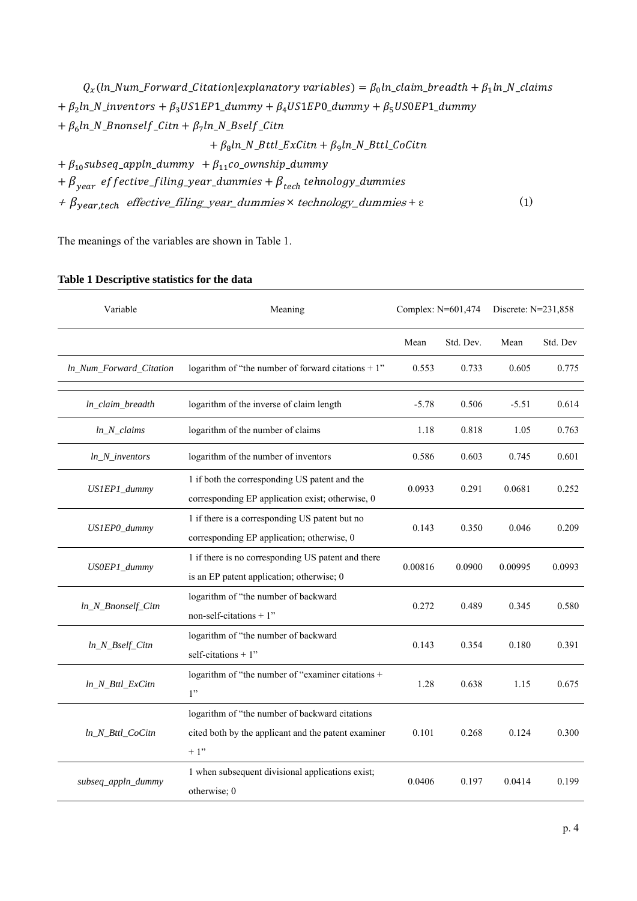$$
\begin{aligned}
& Q_x(ln\_Num\_Forward\_Citation|explanatory\ variables) = \beta_0 ln\_claim\_breadth + \beta_1 ln\_N\_claims \\
& + \beta_2 ln\_N\_inventors + \beta_3 US1EP1\_dummy + \beta_4 US1EP0\_dummy + \beta_5 US0EP1\_dummy \\
& + \beta_6 ln\_N\_Bnonself\_Citn + \beta_7 ln\_N\_Bself\_Citn \\
& \qquad + \beta_8 ln\_N\_Bttl\_ExCitn + \beta_9 ln\_N\_Bttl\_CoCitn \\
& + \beta_{10} subseq\_appln\_dummy \ + \beta_{11} co\_ownship\_dummy \\
& + \beta_{year}\ effective\_filing\_year\_dummies + \beta_{tech}\ tehnology\_dummies \\
& + \beta_{year,tech}\ \ effective\_filing\_year\_dummies \times technology\_dummies + \varepsilon \qquad (1)
\end{aligned}
$$

The meanings of the variables are shown in Table 1.

**Table 1 Descriptive statistics for the data**

| Variable | Meaning | Complex: N=601,474 | | Discrete: N=231,858 | |
|---|---|---|---|---|---|
| | | Mean | Std. Dev. | Mean | Std. Dev |
| *ln_Num_Forward_Citation* | logarithm of "the number of forward citations + 1" | 0.553 | 0.733 | 0.605 | 0.775 |
| *ln_claim_breadth* | logarithm of the inverse of claim length | -5.78 | 0.506 | -5.51 | 0.614 |
| *ln_N_claims* | logarithm of the number of claims | 1.18 | 0.818 | 1.05 | 0.763 |
| *ln_N_inventors* | logarithm of the number of inventors | 0.586 | 0.603 | 0.745 | 0.601 |
| *US1EP1_dummy* | 1 if both the corresponding US patent and the corresponding EP application exist; otherwise, 0 | 0.0933 | 0.291 | 0.0681 | 0.252 |
| *US1EP0_dummy* | 1 if there is a corresponding US patent but no corresponding EP application; otherwise, 0 | 0.143 | 0.350 | 0.046 | 0.209 |
| *US0EP1_dummy* | 1 if there is no corresponding US patent and there is an EP patent application; otherwise; 0 | 0.00816 | 0.0900 | 0.00995 | 0.0993 |
| *ln_N_Bnonself_Citn* | logarithm of "the number of backward non-self-citations + 1" | 0.272 | 0.489 | 0.345 | 0.580 |
| *ln_N_Bself_Citn* | logarithm of "the number of backward self-citations + 1" | 0.143 | 0.354 | 0.180 | 0.391 |
| *ln_N_Bttl_ExCitn* | logarithm of "the number of "examiner citations + 1" | 1.28 | 0.638 | 1.15 | 0.675 |
| *ln_N_Bttl_CoCitn* | logarithm of "the number of backward citations cited both by the applicant and the patent examiner + 1" | 0.101 | 0.268 | 0.124 | 0.300 |
| *subseq_appln_dummy* | 1 when subsequent divisional applications exist; otherwise; 0 | 0.0406 | 0.197 | 0.0414 | 0.199 |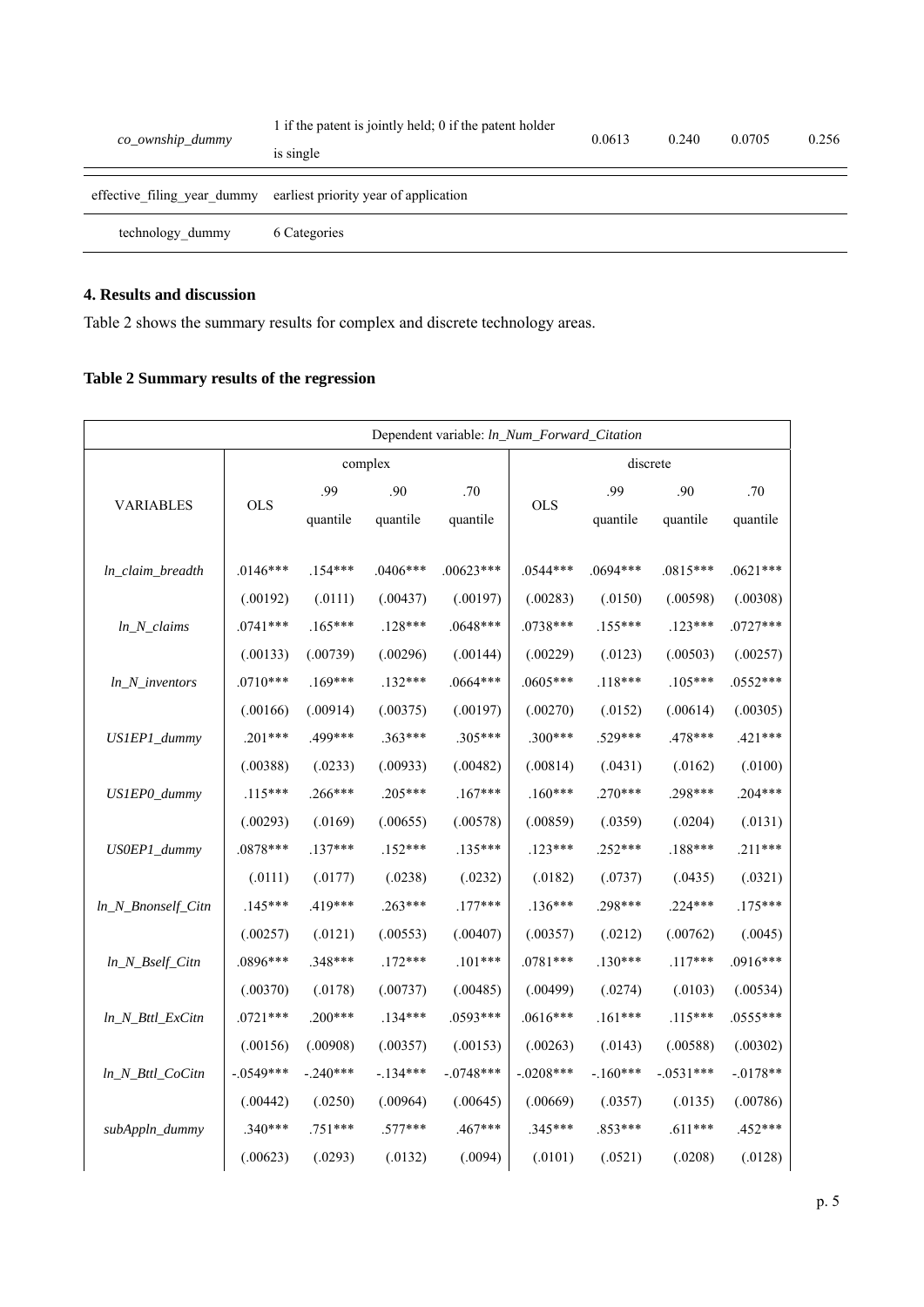| | | | | | |
|---|---|---|---|---|---|
| co_ownship_dummy | 1 if the patent is jointly held; 0 if the patent holder is single | 0.0613 | 0.240 | 0.0705 | 0.256 |
| effective_filing_year_dummy | earliest priority year of application | | | | |
| technology_dummy | 6 Categories | | | | |

## 4. Results and discussion

Table 2 shows the summary results for complex and discrete technology areas.

**Table 2 Summary results of the regression**

| Dependent variable: *ln_Num_Forward_Citation* | | | | | | | | |
|---|---|---|---|---|---|---|---|---|
| | complex | | | | discrete | | | |
| VARIABLES | OLS | .99 quantile | .90 quantile | .70 quantile | OLS | .99 quantile | .90 quantile | .70 quantile |
| *ln_claim_breadth* | .0146*** | .154*** | .0406*** | .00623*** | .0544*** | .0694*** | .0815*** | .0621*** |
| | (.00192) | (.0111) | (.00437) | (.00197) | (.00283) | (.0150) | (.00598) | (.00308) |
| *ln_N_claims* | .0741*** | .165*** | .128*** | .0648*** | .0738*** | .155*** | .123*** | .0727*** |
| | (.00133) | (.00739) | (.00296) | (.00144) | (.00229) | (.0123) | (.00503) | (.00257) |
| *ln_N_inventors* | .0710*** | .169*** | .132*** | .0664*** | .0605*** | .118*** | .105*** | .0552*** |
| | (.00166) | (.00914) | (.00375) | (.00197) | (.00270) | (.0152) | (.00614) | (.00305) |
| *US1EP1_dummy* | .201*** | .499*** | .363*** | .305*** | .300*** | .529*** | .478*** | .421*** |
| | (.00388) | (.0233) | (.00933) | (.00482) | (.00814) | (.0431) | (.0162) | (.0100) |
| *US1EP0_dummy* | .115*** | .266*** | .205*** | .167*** | .160*** | .270*** | .298*** | .204*** |
| | (.00293) | (.0169) | (.00655) | (.00578) | (.00859) | (.0359) | (.0204) | (.0131) |
| *US0EP1_dummy* | .0878*** | .137*** | .152*** | .135*** | .123*** | .252*** | .188*** | .211*** |
| | (.0111) | (.0177) | (.0238) | (.0232) | (.0182) | (.0737) | (.0435) | (.0321) |
| *ln_N_Bnonself_Citn* | .145*** | .419*** | .263*** | .177*** | .136*** | .298*** | .224*** | .175*** |
| | (.00257) | (.0121) | (.00553) | (.00407) | (.00357) | (.0212) | (.00762) | (.0045) |
| *ln_N_Bself_Citn* | .0896*** | .348*** | .172*** | .101*** | .0781*** | .130*** | .117*** | .0916*** |
| | (.00370) | (.0178) | (.00737) | (.00485) | (.00499) | (.0274) | (.0103) | (.00534) |
| *ln_N_Bttl_ExCitn* | .0721*** | .200*** | .134*** | .0593*** | .0616*** | .161*** | .115*** | .0555*** |
| | (.00156) | (.00908) | (.00357) | (.00153) | (.00263) | (.0143) | (.00588) | (.00302) |
| *ln_N_Bttl_CoCitn* | -.0549*** | -.240*** | -.134*** | -.0748*** | -.0208*** | -.160*** | -.0531*** | -.0178** |
| | (.00442) | (.0250) | (.00964) | (.00645) | (.00669) | (.0357) | (.0135) | (.00786) |
| *subAppln_dummy* | .340*** | .751*** | .577*** | .467*** | .345*** | .853*** | .611*** | .452*** |
| | (.00623) | (.0293) | (.0132) | (.0094) | (.0101) | (.0521) | (.0208) | (.0128) |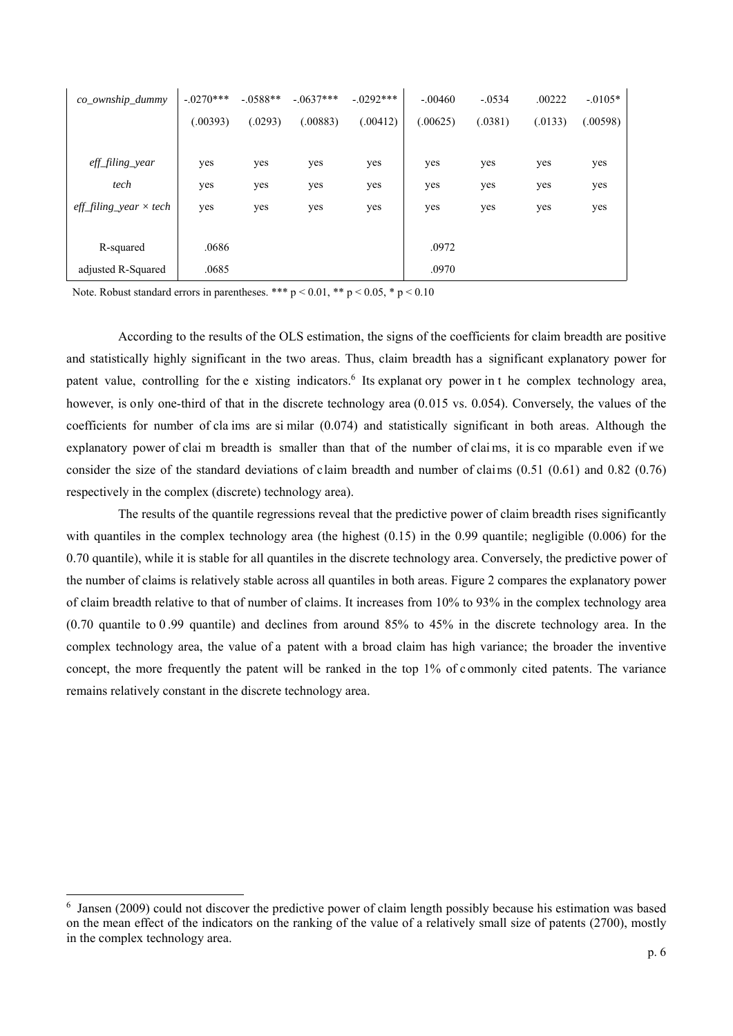| co_ownship_dummy | -.0270*** | -.0588** | -.0637*** | -.0292*** | -.00460 | -.0534 | .00222 | -.0105* |
|---|---|---|---|---|---|---|---|---|
| | (.00393) | (.0293) | (.00883) | (.00412) | (.00625) | (.0381) | (.0133) | (.00598) |
| eff_filing_year | yes | yes | yes | yes | yes | yes | yes | yes |
| tech | yes | yes | yes | yes | yes | yes | yes | yes |
| eff_filing_year × tech | yes | yes | yes | yes | yes | yes | yes | yes |
| R-squared | .0686 | | | | .0972 | | | |
| adjusted R-Squared | .0685 | | | | .0970 | | | |

Note. Robust standard errors in parentheses. *** $p < 0.01$, ** $p < 0.05$, * $p < 0.10$

According to the results of the OLS estimation, the signs of the coefficients for claim breadth are positive and statistically highly significant in the two areas. Thus, claim breadth has a significant explanatory power for patent value, controlling for the existing indicators.[6] Its explanatory power in the complex technology area, however, is only one-third of that in the discrete technology area (0.015 vs. 0.054). Conversely, the values of the coefficients for number of claims are similar (0.074) and statistically significant in both areas. Although the explanatory power of claim breadth is smaller than that of the number of claims, it is comparable even if we consider the size of the standard deviations of claim breadth and number of claims (0.51 (0.61) and 0.82 (0.76) respectively in the complex (discrete) technology area).

The results of the quantile regressions reveal that the predictive power of claim breadth rises significantly with quantiles in the complex technology area (the highest (0.15) in the 0.99 quantile; negligible (0.006) for the 0.70 quantile), while it is stable for all quantiles in the discrete technology area. Conversely, the predictive power of the number of claims is relatively stable across all quantiles in both areas. Figure 2 compares the explanatory power of claim breadth relative to that of number of claims. It increases from 10% to 93% in the complex technology area (0.70 quantile to 0.99 quantile) and declines from around 85% to 45% in the discrete technology area. In the complex technology area, the value of a patent with a broad claim has high variance; the broader the inventive concept, the more frequently the patent will be ranked in the top 1% of commonly cited patents. The variance remains relatively constant in the discrete technology area.

[6] Jansen (2009) could not discover the predictive power of claim length possibly because his estimation was based on the mean effect of the indicators on the ranking of the value of a relatively small size of patents (2700), mostly in the complex technology area.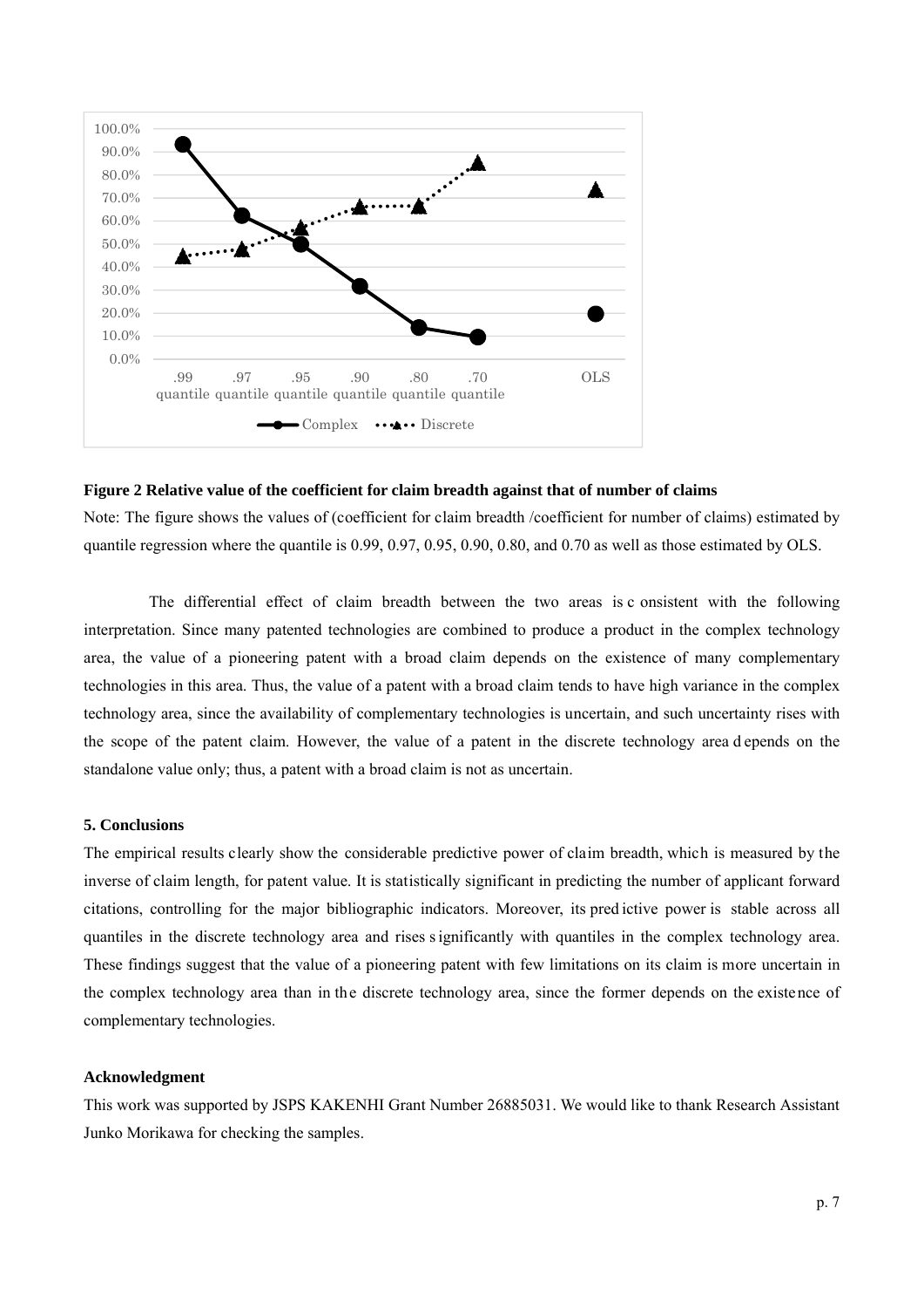**Figure 2 Relative value of the coefficient for claim breadth against that of number of claims**

Note: The figure shows the values of (coefficient for claim breadth /coefficient for number of claims) estimated by quantile regression where the quantile is 0.99, 0.97, 0.95, 0.90, 0.80, and 0.70 as well as those estimated by OLS.

The differential effect of claim breadth between the two areas is consistent with the following interpretation. Since many patented technologies are combined to produce a product in the complex technology area, the value of a pioneering patent with a broad claim depends on the existence of many complementary technologies in this area. Thus, the value of a patent with a broad claim tends to have high variance in the complex technology area, since the availability of complementary technologies is uncertain, and such uncertainty rises with the scope of the patent claim. However, the value of a patent in the discrete technology area depends on the standalone value only; thus, a patent with a broad claim is not as uncertain.

## 5. Conclusions

The empirical results clearly show the considerable predictive power of claim breadth, which is measured by the inverse of claim length, for patent value. It is statistically significant in predicting the number of applicant forward citations, controlling for the major bibliographic indicators. Moreover, its predictive power is stable across all quantiles in the discrete technology area and rises significantly with quantiles in the complex technology area. These findings suggest that the value of a pioneering patent with few limitations on its claim is more uncertain in the complex technology area than in the discrete technology area, since the former depends on the existence of complementary technologies.

## Acknowledgment

This work was supported by JSPS KAKENHI Grant Number 26885031. We would like to thank Research Assistant Junko Morikawa for checking the samples.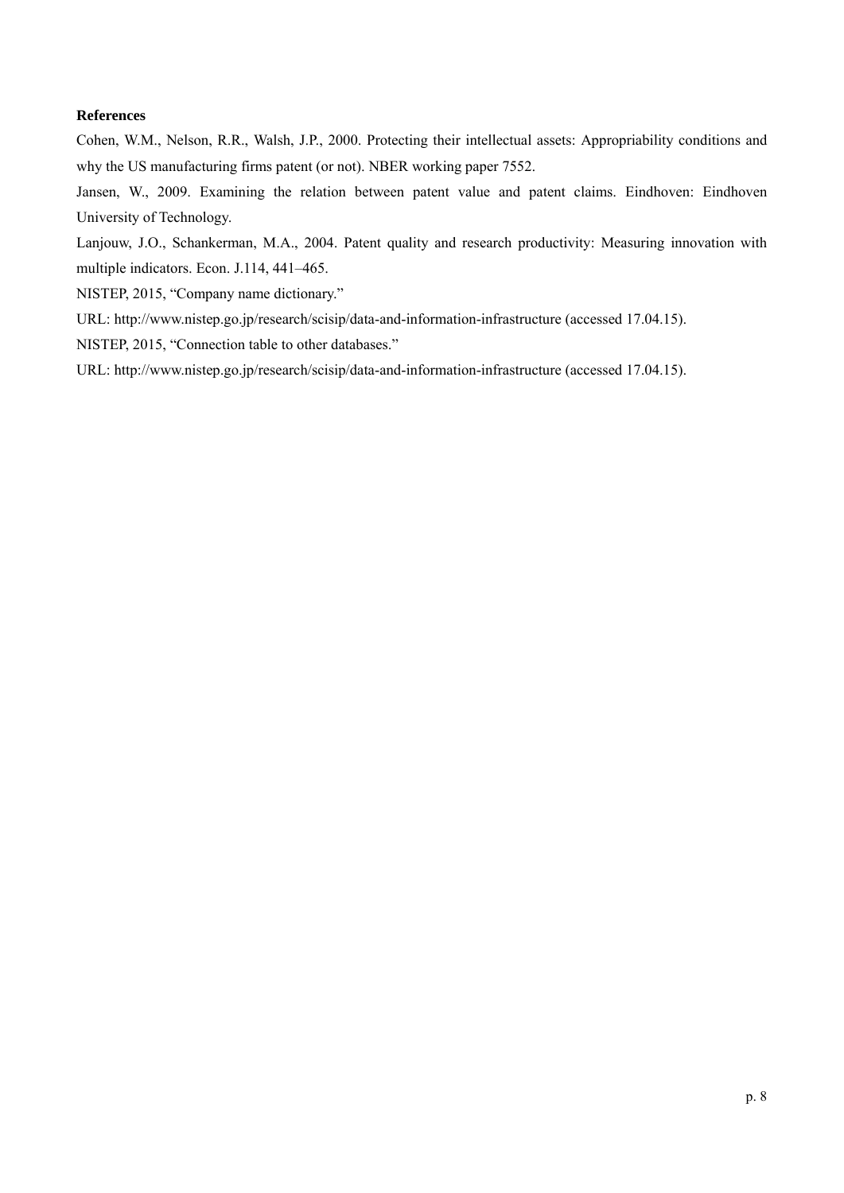**References**

Cohen, W.M., Nelson, R.R., Walsh, J.P., 2000. Protecting their intellectual assets: Appropriability conditions and why the US manufacturing firms patent (or not). NBER working paper 7552.

Jansen, W., 2009. Examining the relation between patent value and patent claims. Eindhoven: Eindhoven University of Technology.

Lanjouw, J.O., Schankerman, M.A., 2004. Patent quality and research productivity: Measuring innovation with multiple indicators. Econ. J.114, 441–465.

NISTEP, 2015, "Company name dictionary."

URL: http://www.nistep.go.jp/research/scisip/data-and-information-infrastructure (accessed 17.04.15).

NISTEP, 2015, "Connection table to other databases."

URL: http://www.nistep.go.jp/research/scisip/data-and-information-infrastructure (accessed 17.04.15).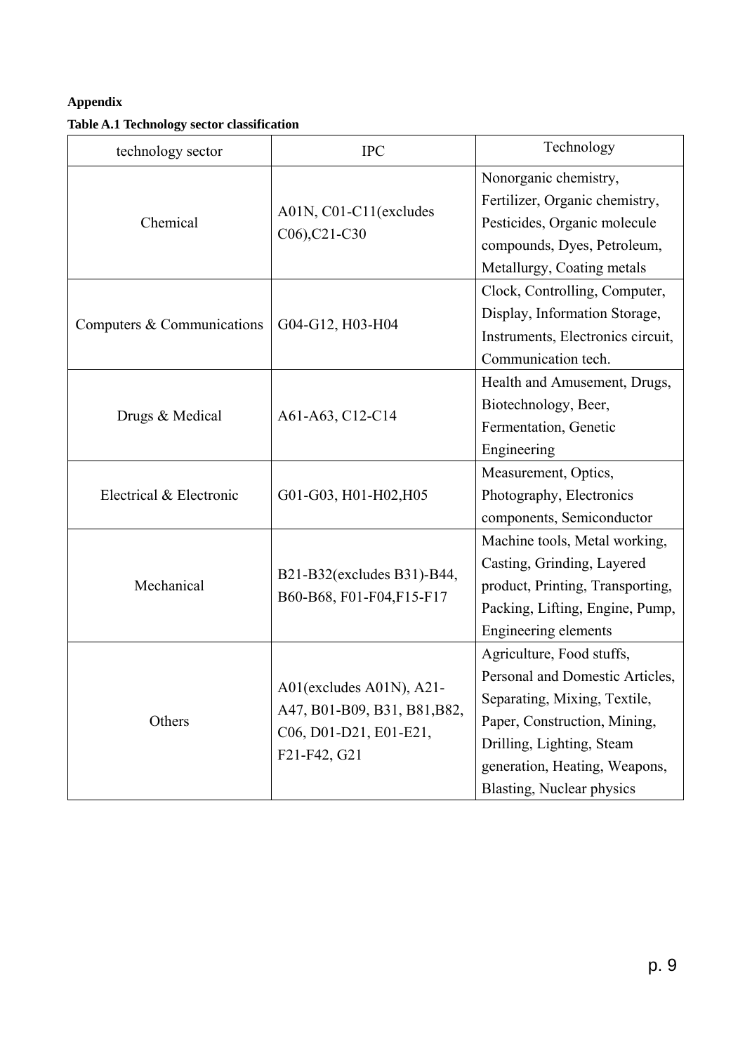**Appendix**

**Table A.1 Technology sector classification**

| technology sector | IPC | Technology |
|---|---|---|
| Chemical | A01N, C01-C11(excludes C06),C21-C30 | Nonorganic chemistry, Fertilizer, Organic chemistry, Pesticides, Organic molecule compounds, Dyes, Petroleum, Metallurgy, Coating metals |
| Computers & Communications | G04-G12, H03-H04 | Clock, Controlling, Computer, Display, Information Storage, Instruments, Electronics circuit, Communication tech. |
| Drugs & Medical | A61-A63, C12-C14 | Health and Amusement, Drugs, Biotechnology, Beer, Fermentation, Genetic Engineering |
| Electrical & Electronic | G01-G03, H01-H02,H05 | Measurement, Optics, Photography, Electronics components, Semiconductor |
| Mechanical | B21-B32(excludes B31)-B44, B60-B68, F01-F04,F15-F17 | Machine tools, Metal working, Casting, Grinding, Layered product, Printing, Transporting, Packing, Lifting, Engine, Pump, Engineering elements |
| Others | A01(excludes A01N), A21-A47, B01-B09, B31, B81,B82, C06, D01-D21, E01-E21, F21-F42, G21 | Agriculture, Food stuffs, Personal and Domestic Articles, Separating, Mixing, Textile, Paper, Construction, Mining, Drilling, Lighting, Steam generation, Heating, Weapons, Blasting, Nuclear physics |